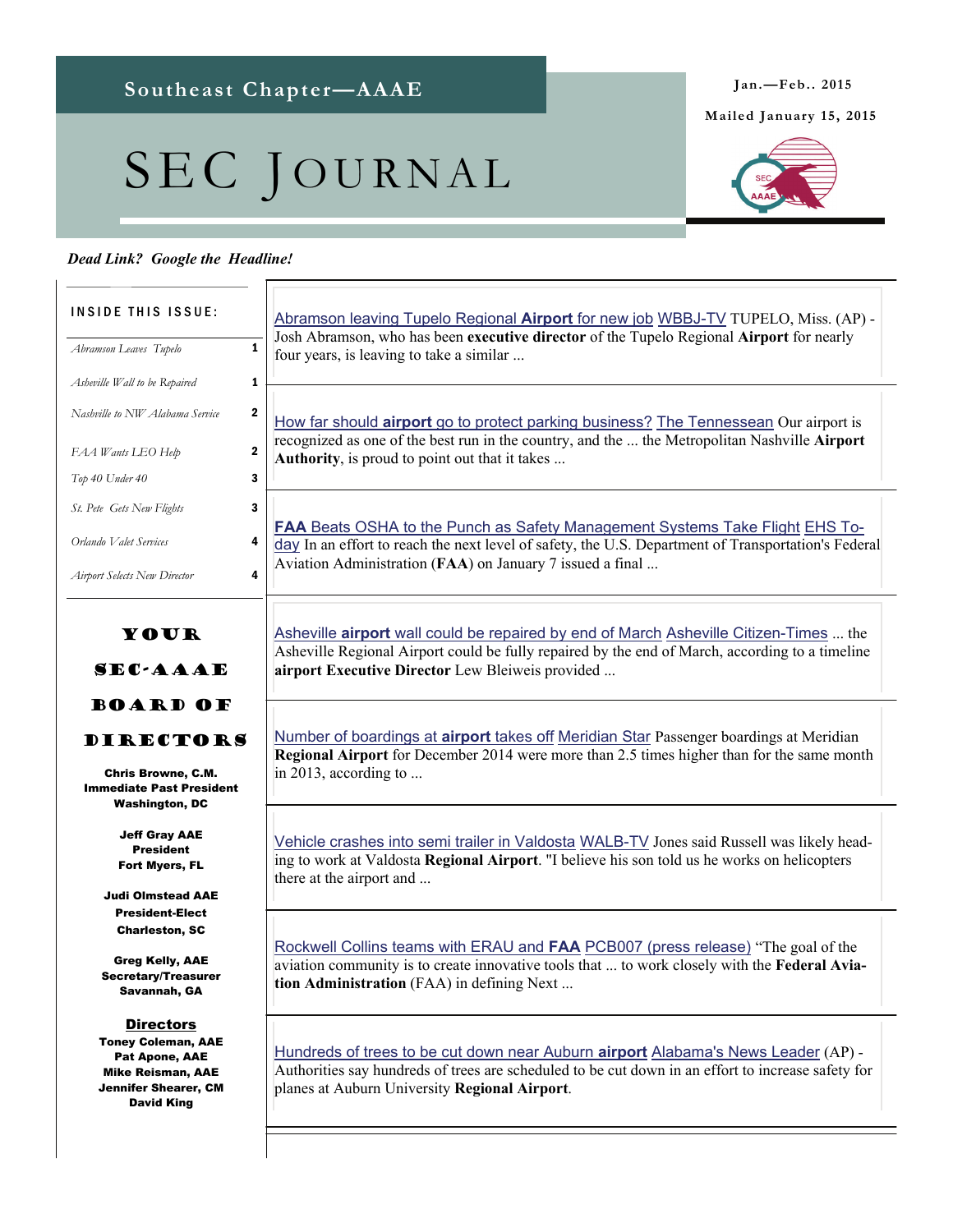Southeast Chapter—AAAE

# SEC JOURNAL

Jan.—Feb.. 2015

Mailed January 15, 2015

***Dead Link? Google the Headline!***

**INSIDE THIS ISSUE:**

| | |
|---|---|
| *Abramson Leaves Tupelo* | 1 |
| *Asheville Wall to be Repaired* | 1 |
| *Nashville to NW Alabama Service* | 2 |
| *FAA Wants LEO Help* | 2 |
| *Top 40 Under 40* | 3 |
| *St. Pete Gets New Flights* | 3 |
| *Orlando Valet Services* | 4 |
| *Airport Selects New Director* | 4 |

## YOUR SEC-AAAE BOARD OF DIRECTORS

**Chris Browne, C.M.**
**Immediate Past President**
**Washington, DC**

**Jeff Gray AAE**
**President**
**Fort Myers, FL**

**Judi Olmstead AAE**
**President-Elect**
**Charleston, SC**

**Greg Kelly, AAE**
**Secretary/Treasurer**
**Savannah, GA**

**Directors**
**Toney Coleman, AAE**
**Pat Apone, AAE**
**Mike Reisman, AAE**
**Jennifer Shearer, CM**
**David King**

---

Abramson leaving Tupelo Regional **Airport** for new job WBBJ-TV TUPELO, Miss. (AP) - Josh Abramson, who has been **executive director** of the Tupelo Regional **Airport** for nearly four years, is leaving to take a similar ...

---

How far should **airport** go to protect parking business? The Tennessean Our airport is recognized as one of the best run in the country, and the ... the Metropolitan Nashville **Airport Authority**, is proud to point out that it takes ...

---

**FAA** Beats OSHA to the Punch as Safety Management Systems Take Flight EHS Today In an effort to reach the next level of safety, the U.S. Department of Transportation's Federal Aviation Administration (**FAA**) on January 7 issued a final ...

---

Asheville **airport** wall could be repaired by end of March Asheville Citizen-Times ... the Asheville Regional Airport could be fully repaired by the end of March, according to a timeline **airport Executive Director** Lew Bleiweis provided ...

---

Number of boardings at **airport** takes off Meridian Star Passenger boardings at Meridian **Regional Airport** for December 2014 were more than 2.5 times higher than for the same month in 2013, according to ...

---

Vehicle crashes into semi trailer in Valdosta WALB-TV Jones said Russell was likely heading to work at Valdosta **Regional Airport**. "I believe his son told us he works on helicopters there at the airport and ...

---

Rockwell Collins teams with ERAU and **FAA** PCB007 (press release) "The goal of the aviation community is to create innovative tools that ... to work closely with the **Federal Aviation Administration** (FAA) in defining Next ...

---

Hundreds of trees to be cut down near Auburn **airport** Alabama's News Leader (AP) - Authorities say hundreds of trees are scheduled to be cut down in an effort to increase safety for planes at Auburn University **Regional Airport**.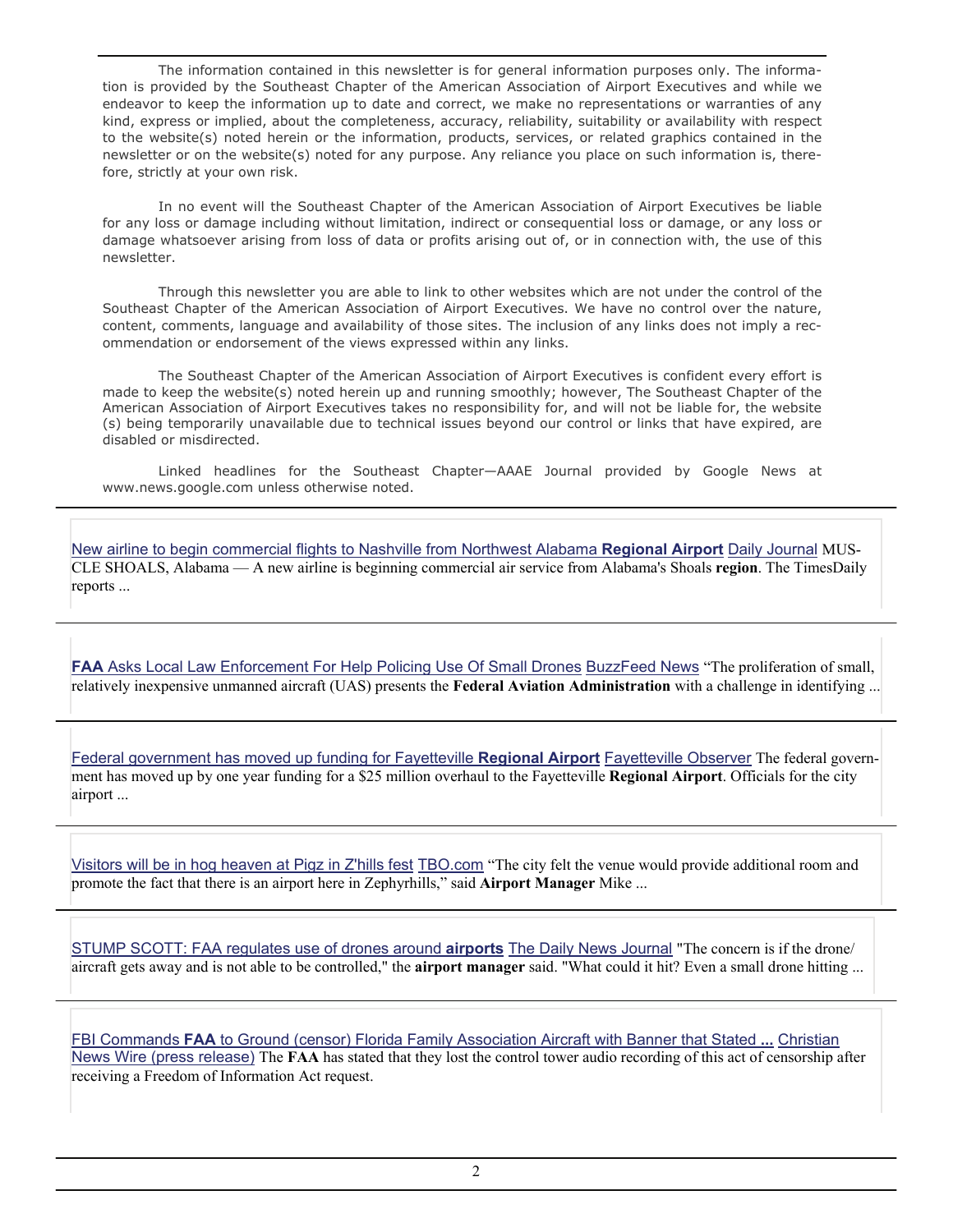The information contained in this newsletter is for general information purposes only. The information is provided by the Southeast Chapter of the American Association of Airport Executives and while we endeavor to keep the information up to date and correct, we make no representations or warranties of any kind, express or implied, about the completeness, accuracy, reliability, suitability or availability with respect to the website(s) noted herein or the information, products, services, or related graphics contained in the newsletter or on the website(s) noted for any purpose. Any reliance you place on such information is, therefore, strictly at your own risk.

In no event will the Southeast Chapter of the American Association of Airport Executives be liable for any loss or damage including without limitation, indirect or consequential loss or damage, or any loss or damage whatsoever arising from loss of data or profits arising out of, or in connection with, the use of this newsletter.

Through this newsletter you are able to link to other websites which are not under the control of the Southeast Chapter of the American Association of Airport Executives. We have no control over the nature, content, comments, language and availability of those sites. The inclusion of any links does not imply a recommendation or endorsement of the views expressed within any links.

The Southeast Chapter of the American Association of Airport Executives is confident every effort is made to keep the website(s) noted herein up and running smoothly; however, The Southeast Chapter of the American Association of Airport Executives takes no responsibility for, and will not be liable for, the website (s) being temporarily unavailable due to technical issues beyond our control or links that have expired, are disabled or misdirected.

Linked headlines for the Southeast Chapter—AAAE Journal provided by Google News at www.news.google.com unless otherwise noted.

---

New airline to begin commercial flights to Nashville from Northwest Alabama **Regional Airport** Daily Journal MUSCLE SHOALS, Alabama — A new airline is beginning commercial air service from Alabama's Shoals **region**. The TimesDaily reports ...

---

**FAA** Asks Local Law Enforcement For Help Policing Use Of Small Drones BuzzFeed News "The proliferation of small, relatively inexpensive unmanned aircraft (UAS) presents the **Federal Aviation Administration** with a challenge in identifying ...

---

Federal government has moved up funding for Fayetteville **Regional Airport** Fayetteville Observer The federal government has moved up by one year funding for a $25 million overhaul to the Fayetteville **Regional Airport**. Officials for the city airport ...

---

Visitors will be in hog heaven at Pigz in Z'hills fest TBO.com "The city felt the venue would provide additional room and promote the fact that there is an airport here in Zephyrhills," said **Airport Manager** Mike ...

---

STUMP SCOTT: FAA regulates use of drones around **airports** The Daily News Journal "The concern is if the drone/ aircraft gets away and is not able to be controlled," the **airport manager** said. "What could it hit? Even a small drone hitting ...

---

FBI Commands **FAA** to Ground (censor) Florida Family Association Aircraft with Banner that Stated **...** Christian News Wire (press release) The **FAA** has stated that they lost the control tower audio recording of this act of censorship after receiving a Freedom of Information Act request.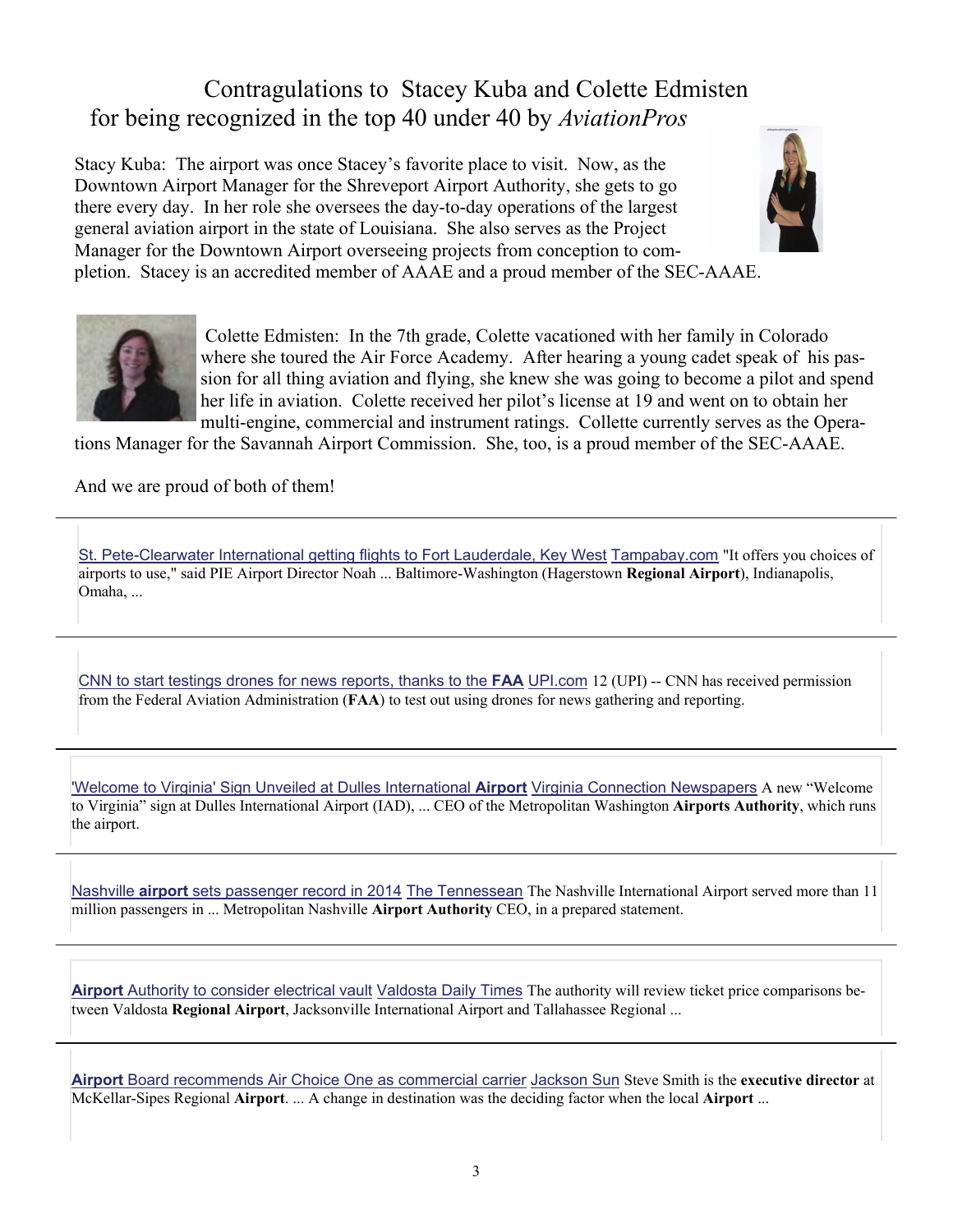## Contragulations to Stacey Kuba and Colette Edmisten for being recognized in the top 40 under 40 by *AviationPros*

Stacy Kuba: The airport was once Stacey's favorite place to visit. Now, as the Downtown Airport Manager for the Shreveport Airport Authority, she gets to go there every day. In her role she oversees the day-to-day operations of the largest general aviation airport in the state of Louisiana. She also serves as the Project Manager for the Downtown Airport overseeing projects from conception to completion. Stacey is an accredited member of AAAE and a proud member of the SEC-AAAE.

Colette Edmisten: In the 7th grade, Colette vacationed with her family in Colorado where she toured the Air Force Academy. After hearing a young cadet speak of his passion for all thing aviation and flying, she knew she was going to become a pilot and spend her life in aviation. Colette received her pilot's license at 19 and went on to obtain her multi-engine, commercial and instrument ratings. Colette currently serves as the Operations Manager for the Savannah Airport Commission. She, too, is a proud member of the SEC-AAAE.

And we are proud of both of them!

---

St. Pete-Clearwater International getting flights to Fort Lauderdale, Key West Tampabay.com "It offers you choices of airports to use," said PIE Airport Director Noah ... Baltimore-Washington (Hagerstown **Regional Airport**), Indianapolis, Omaha, ...

---

CNN to start testings drones for news reports, thanks to the **FAA** UPI.com 12 (UPI) -- CNN has received permission from the Federal Aviation Administration (**FAA**) to test out using drones for news gathering and reporting.

---

'Welcome to Virginia' Sign Unveiled at Dulles International **Airport** Virginia Connection Newspapers A new "Welcome to Virginia" sign at Dulles International Airport (IAD), ... CEO of the Metropolitan Washington **Airports Authority**, which runs the airport.

---

Nashville **airport** sets passenger record in 2014 The Tennessean The Nashville International Airport served more than 11 million passengers in ... Metropolitan Nashville **Airport Authority** CEO, in a prepared statement.

---

**Airport** Authority to consider electrical vault Valdosta Daily Times The authority will review ticket price comparisons between Valdosta **Regional Airport**, Jacksonville International Airport and Tallahassee Regional ...

---

**Airport** Board recommends Air Choice One as commercial carrier Jackson Sun Steve Smith is the **executive director** at McKellar-Sipes Regional **Airport**. ... A change in destination was the deciding factor when the local **Airport** ...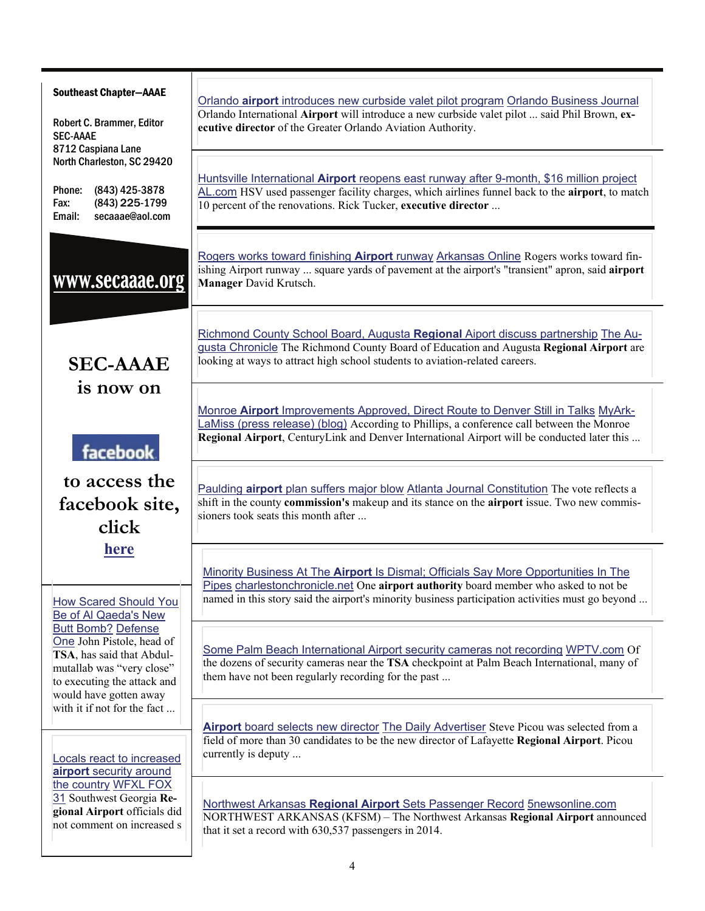**Southeast Chapter—AAAE**

Robert C. Brammer, Editor
SEC-AAAE
8712 Caspiana Lane
North Charleston, SC 29420

Phone: (843) 425-3878
Fax: (843) 225-1799
Email: secaaae@aol.com

**www.secaaae.org**

**SEC-AAAE is now on**

**facebook**

**to access the facebook site, click here**

How Scared Should You Be of Al Qaeda's New Butt Bomb? Defense One John Pistole, head of **TSA**, has said that Abdulmutallab was "very close" to executing the attack and would have gotten away with it if not for the fact ...

Locals react to increased **airport** security around the country WFXL FOX 31 Southwest Georgia **Regional Airport** officials did not comment on increased s

---

Orlando **airport** introduces new curbside valet pilot program Orlando Business Journal Orlando International **Airport** will introduce a new curbside valet pilot ... said Phil Brown, **executive director** of the Greater Orlando Aviation Authority.

Huntsville International **Airport** reopens east runway after 9-month, $16 million project AL.com HSV used passenger facility charges, which airlines funnel back to the **airport**, to match 10 percent of the renovations. Rick Tucker, **executive director** ...

Rogers works toward finishing **Airport** runway Arkansas Online Rogers works toward finishing Airport runway ... square yards of pavement at the airport's "transient" apron, said **airport Manager** David Krutsch.

Richmond County School Board, Augusta **Regional** Aiport discuss partnership The Augusta Chronicle The Richmond County Board of Education and Augusta **Regional Airport** are looking at ways to attract high school students to aviation-related careers.

Monroe **Airport** Improvements Approved, Direct Route to Denver Still in Talks MyArkLaMiss (press release) (blog) According to Phillips, a conference call between the Monroe **Regional Airport**, CenturyLink and Denver International Airport will be conducted later this ...

Paulding **airport** plan suffers major blow Atlanta Journal Constitution The vote reflects a shift in the county **commission's** makeup and its stance on the **airport** issue. Two new commissioners took seats this month after ...

Minority Business At The **Airport** Is Dismal; Officials Say More Opportunities In The Pipes charlestonchronicle.net One **airport authority** board member who asked to not be named in this story said the airport's minority business participation activities must go beyond ...

Some Palm Beach International Airport security cameras not recording WPTV.com Of the dozens of security cameras near the **TSA** checkpoint at Palm Beach International, many of them have not been regularly recording for the past ...

**Airport** board selects new director The Daily Advertiser Steve Picou was selected from a field of more than 30 candidates to be the new director of Lafayette **Regional Airport**. Picou currently is deputy ...

Northwest Arkansas **Regional Airport** Sets Passenger Record 5newsonline.com NORTHWEST ARKANSAS (KFSM) – The Northwest Arkansas **Regional Airport** announced that it set a record with 630,537 passengers in 2014.